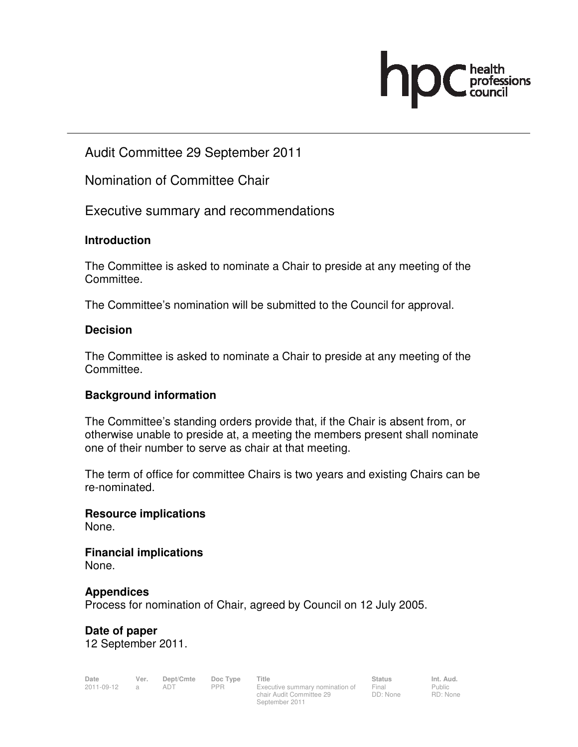# Audit Committee 29 September 2011

## Nomination of Committee Chair

## Executive summary and recommendations

### Introduction

The Committee is asked to nominate a Chair to preside at any meeting of the Committee.

The Committee's nomination will be submitted to the Council for approval.

### Decision

The Committee is asked to nominate a Chair to preside at any meeting of the Committee.

### Background information

The Committee's standing orders provide that, if the Chair is absent from, or otherwise unable to preside at, a meeting the members present shall nominate one of their number to serve as chair at that meeting.

The term of office for committee Chairs is two years and existing Chairs can be re-nominated.

### Resource implications

None.

### Financial implications

None.

### Appendices

Process for nomination of Chair, agreed by Council on 12 July 2005.

### Date of paper

12 September 2011.

| Date | Ver. | Dept/Cmte | Doc Type | Title | Status | Int. Aud. |
|---|---|---|---|---|---|---|
| 2011-09-12 | a | ADT | PPR | Executive summary nomination of chair Audit Committee 29 September 2011 | Final DD: None | Public RD: None |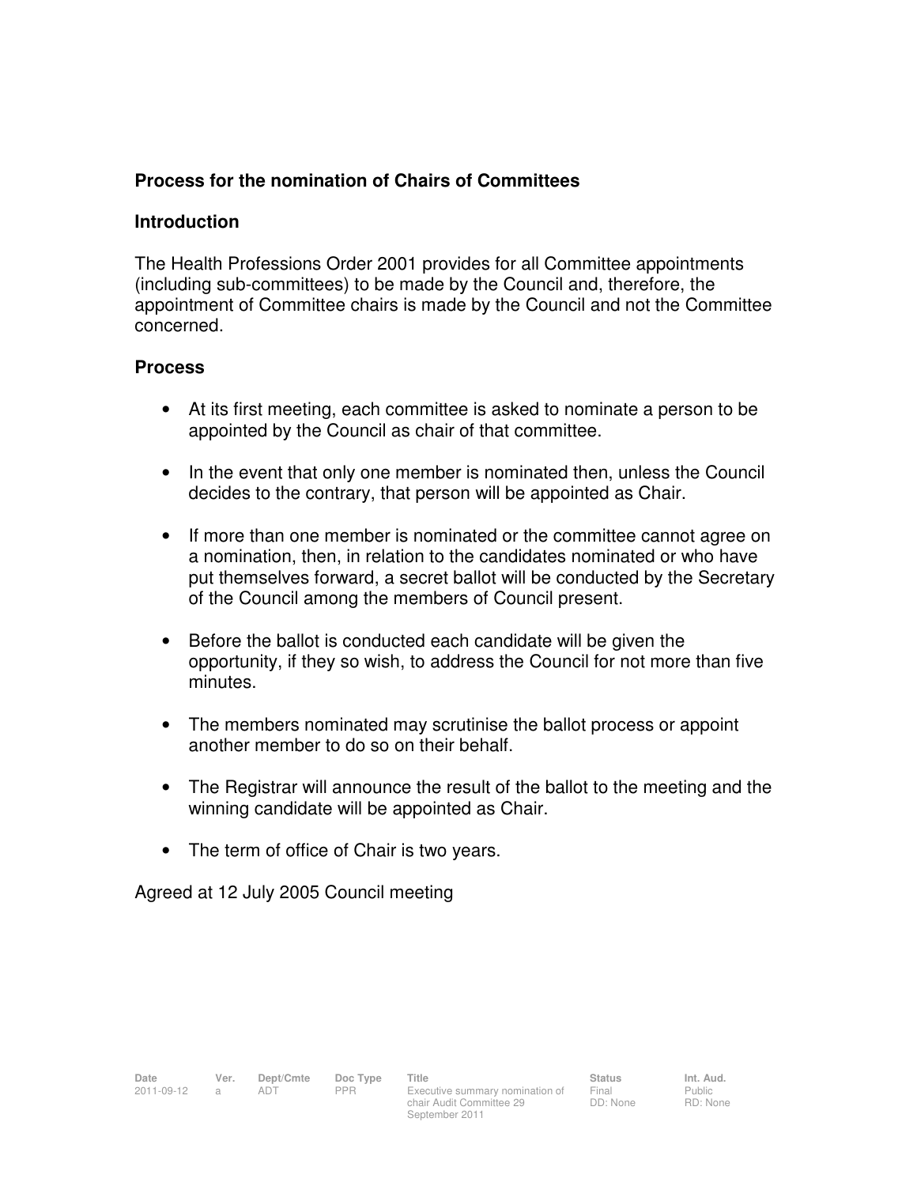**Process for the nomination of Chairs of Committees**

**Introduction**

The Health Professions Order 2001 provides for all Committee appointments (including sub-committees) to be made by the Council and, therefore, the appointment of Committee chairs is made by the Council and not the Committee concerned.

**Process**

- At its first meeting, each committee is asked to nominate a person to be appointed by the Council as chair of that committee.
- In the event that only one member is nominated then, unless the Council decides to the contrary, that person will be appointed as Chair.
- If more than one member is nominated or the committee cannot agree on a nomination, then, in relation to the candidates nominated or who have put themselves forward, a secret ballot will be conducted by the Secretary of the Council among the members of Council present.
- Before the ballot is conducted each candidate will be given the opportunity, if they so wish, to address the Council for not more than five minutes.
- The members nominated may scrutinise the ballot process or appoint another member to do so on their behalf.
- The Registrar will announce the result of the ballot to the meeting and the winning candidate will be appointed as Chair.
- The term of office of Chair is two years.

Agreed at 12 July 2005 Council meeting